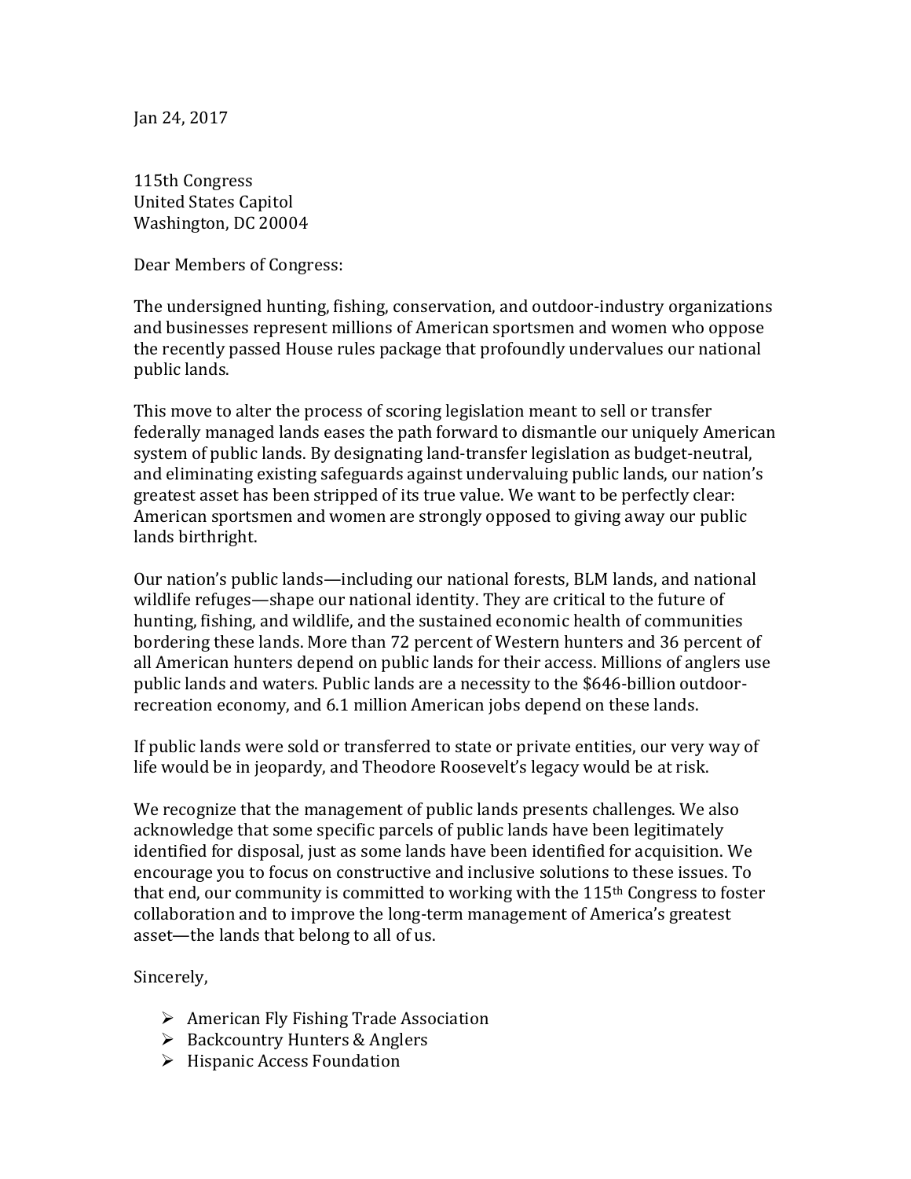Jan 24, 2017

115th Congress
United States Capitol
Washington, DC 20004

Dear Members of Congress:

The undersigned hunting, fishing, conservation, and outdoor-industry organizations and businesses represent millions of American sportsmen and women who oppose the recently passed House rules package that profoundly undervalues our national public lands.

This move to alter the process of scoring legislation meant to sell or transfer federally managed lands eases the path forward to dismantle our uniquely American system of public lands. By designating land-transfer legislation as budget-neutral, and eliminating existing safeguards against undervaluing public lands, our nation's greatest asset has been stripped of its true value. We want to be perfectly clear: American sportsmen and women are strongly opposed to giving away our public lands birthright.

Our nation's public lands—including our national forests, BLM lands, and national wildlife refuges—shape our national identity. They are critical to the future of hunting, fishing, and wildlife, and the sustained economic health of communities bordering these lands. More than 72 percent of Western hunters and 36 percent of all American hunters depend on public lands for their access. Millions of anglers use public lands and waters. Public lands are a necessity to the $646-billion outdoor-recreation economy, and 6.1 million American jobs depend on these lands.

If public lands were sold or transferred to state or private entities, our very way of life would be in jeopardy, and Theodore Roosevelt's legacy would be at risk.

We recognize that the management of public lands presents challenges. We also acknowledge that some specific parcels of public lands have been legitimately identified for disposal, just as some lands have been identified for acquisition. We encourage you to focus on constructive and inclusive solutions to these issues. To that end, our community is committed to working with the 115th Congress to foster collaboration and to improve the long-term management of America's greatest asset—the lands that belong to all of us.

Sincerely,

- American Fly Fishing Trade Association
- Backcountry Hunters & Anglers
- Hispanic Access Foundation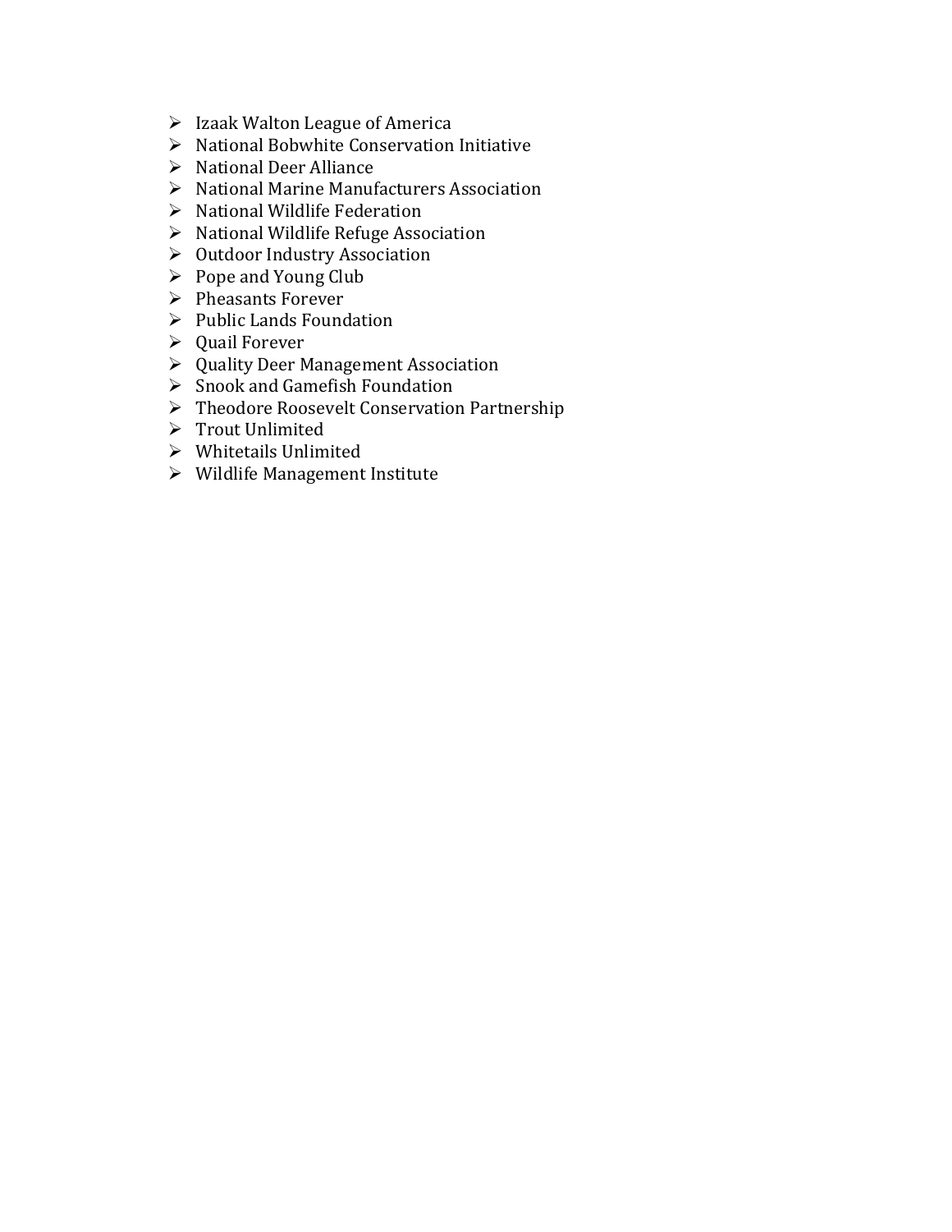- Izaak Walton League of America
- National Bobwhite Conservation Initiative
- National Deer Alliance
- National Marine Manufacturers Association
- National Wildlife Federation
- National Wildlife Refuge Association
- Outdoor Industry Association
- Pope and Young Club
- Pheasants Forever
- Public Lands Foundation
- Quail Forever
- Quality Deer Management Association
- Snook and Gamefish Foundation
- Theodore Roosevelt Conservation Partnership
- Trout Unlimited
- Whitetails Unlimited
- Wildlife Management Institute